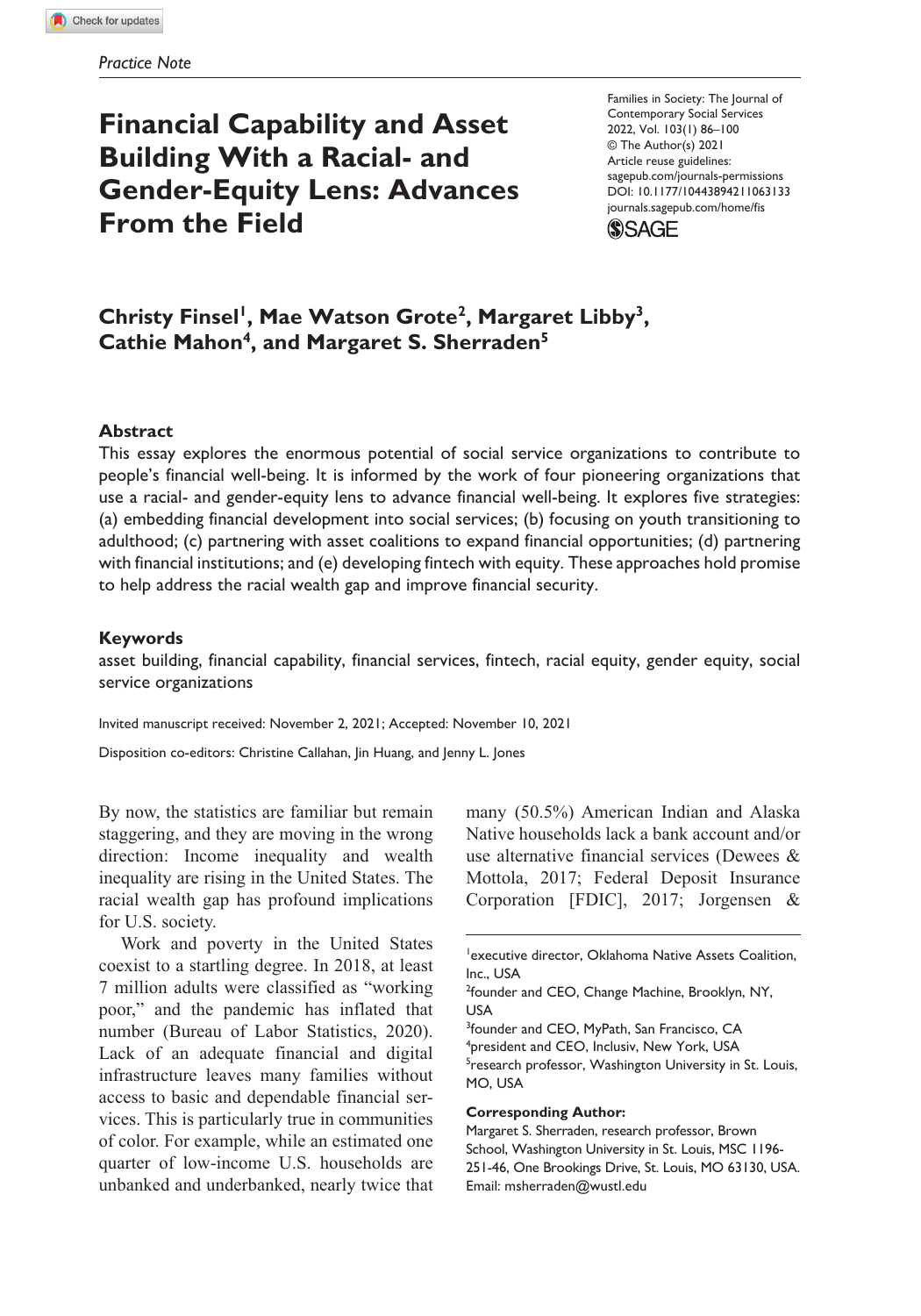*Practice Note*

# Financial Capability and Asset Building With a Racial- and Gender-Equity Lens: Advances From the Field

Families in Society: The Journal of Contemporary Social Services
2022, Vol. 103(1) 86–100
© The Author(s) 2021
Article reuse guidelines: sagepub.com/journals-permissions
DOI: 10.1177/10443894211063133
journals.sagepub.com/home/fis

**Christy Finsel[1], Mae Watson Grote[2], Margaret Libby[3], Cathie Mahon[4], and Margaret S. Sherraden[5]**

## Abstract

This essay explores the enormous potential of social service organizations to contribute to people's financial well-being. It is informed by the work of four pioneering organizations that use a racial- and gender-equity lens to advance financial well-being. It explores five strategies: (a) embedding financial development into social services; (b) focusing on youth transitioning to adulthood; (c) partnering with asset coalitions to expand financial opportunities; (d) partnering with financial institutions; and (e) developing fintech with equity. These approaches hold promise to help address the racial wealth gap and improve financial security.

## Keywords

asset building, financial capability, financial services, fintech, racial equity, gender equity, social service organizations

Invited manuscript received: November 2, 2021; Accepted: November 10, 2021

Disposition co-editors: Christine Callahan, Jin Huang, and Jenny L. Jones

By now, the statistics are familiar but remain staggering, and they are moving in the wrong direction: Income inequality and wealth inequality are rising in the United States. The racial wealth gap has profound implications for U.S. society.

Work and poverty in the United States coexist to a startling degree. In 2018, at least 7 million adults were classified as "working poor," and the pandemic has inflated that number (Bureau of Labor Statistics, 2020). Lack of an adequate financial and digital infrastructure leaves many families without access to basic and dependable financial services. This is particularly true in communities of color. For example, while an estimated one quarter of low-income U.S. households are unbanked and underbanked, nearly twice that many (50.5%) American Indian and Alaska Native households lack a bank account and/or use alternative financial services (Dewees & Mottola, 2017; Federal Deposit Insurance Corporation [FDIC], 2017; Jorgensen &

[1]executive director, Oklahoma Native Assets Coalition, Inc., USA
[2]founder and CEO, Change Machine, Brooklyn, NY, USA
[3]founder and CEO, MyPath, San Francisco, CA
[4]president and CEO, Inclusiv, New York, USA
[5]research professor, Washington University in St. Louis, MO, USA

**Corresponding Author:**
Margaret S. Sherraden, research professor, Brown School, Washington University in St. Louis, MSC 1196-251-46, One Brookings Drive, St. Louis, MO 63130, USA.
Email: msherraden@wustl.edu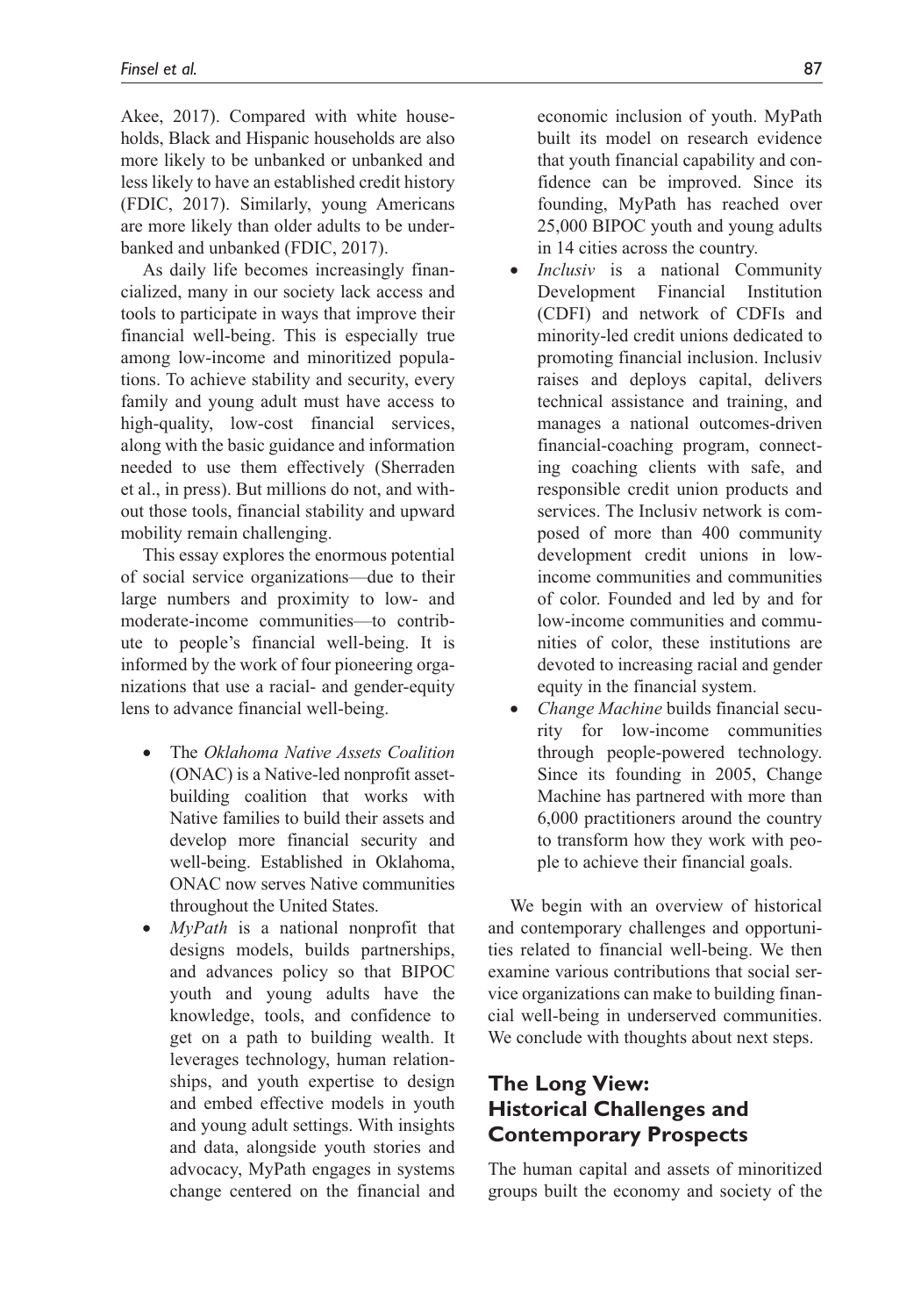Akee, 2017). Compared with white households, Black and Hispanic households are also more likely to be unbanked or unbanked and less likely to have an established credit history (FDIC, 2017). Similarly, young Americans are more likely than older adults to be underbanked and unbanked (FDIC, 2017).

As daily life becomes increasingly financialized, many in our society lack access and tools to participate in ways that improve their financial well-being. This is especially true among low-income and minoritized populations. To achieve stability and security, every family and young adult must have access to high-quality, low-cost financial services, along with the basic guidance and information needed to use them effectively (Sherraden et al., in press). But millions do not, and without those tools, financial stability and upward mobility remain challenging.

This essay explores the enormous potential of social service organizations—due to their large numbers and proximity to low- and moderate-income communities—to contribute to people's financial well-being. It is informed by the work of four pioneering organizations that use a racial- and gender-equity lens to advance financial well-being.

- The *Oklahoma Native Assets Coalition* (ONAC) is a Native-led nonprofit asset-building coalition that works with Native families to build their assets and develop more financial security and well-being. Established in Oklahoma, ONAC now serves Native communities throughout the United States.
- *MyPath* is a national nonprofit that designs models, builds partnerships, and advances policy so that BIPOC youth and young adults have the knowledge, tools, and confidence to get on a path to building wealth. It leverages technology, human relationships, and youth expertise to design and embed effective models in youth and young adult settings. With insights and data, alongside youth stories and advocacy, MyPath engages in systems change centered on the financial and economic inclusion of youth. MyPath built its model on research evidence that youth financial capability and confidence can be improved. Since its founding, MyPath has reached over 25,000 BIPOC youth and young adults in 14 cities across the country.
- *Inclusiv* is a national Community Development Financial Institution (CDFI) and network of CDFIs and minority-led credit unions dedicated to promoting financial inclusion. Inclusiv raises and deploys capital, delivers technical assistance and training, and manages a national outcomes-driven financial-coaching program, connecting coaching clients with safe, and responsible credit union products and services. The Inclusiv network is composed of more than 400 community development credit unions in low-income communities and communities of color. Founded and led by and for low-income communities and communities of color, these institutions are devoted to increasing racial and gender equity in the financial system.
- *Change Machine* builds financial security for low-income communities through people-powered technology. Since its founding in 2005, Change Machine has partnered with more than 6,000 practitioners around the country to transform how they work with people to achieve their financial goals.

We begin with an overview of historical and contemporary challenges and opportunities related to financial well-being. We then examine various contributions that social service organizations can make to building financial well-being in underserved communities. We conclude with thoughts about next steps.

## The Long View: Historical Challenges and Contemporary Prospects

The human capital and assets of minoritized groups built the economy and society of the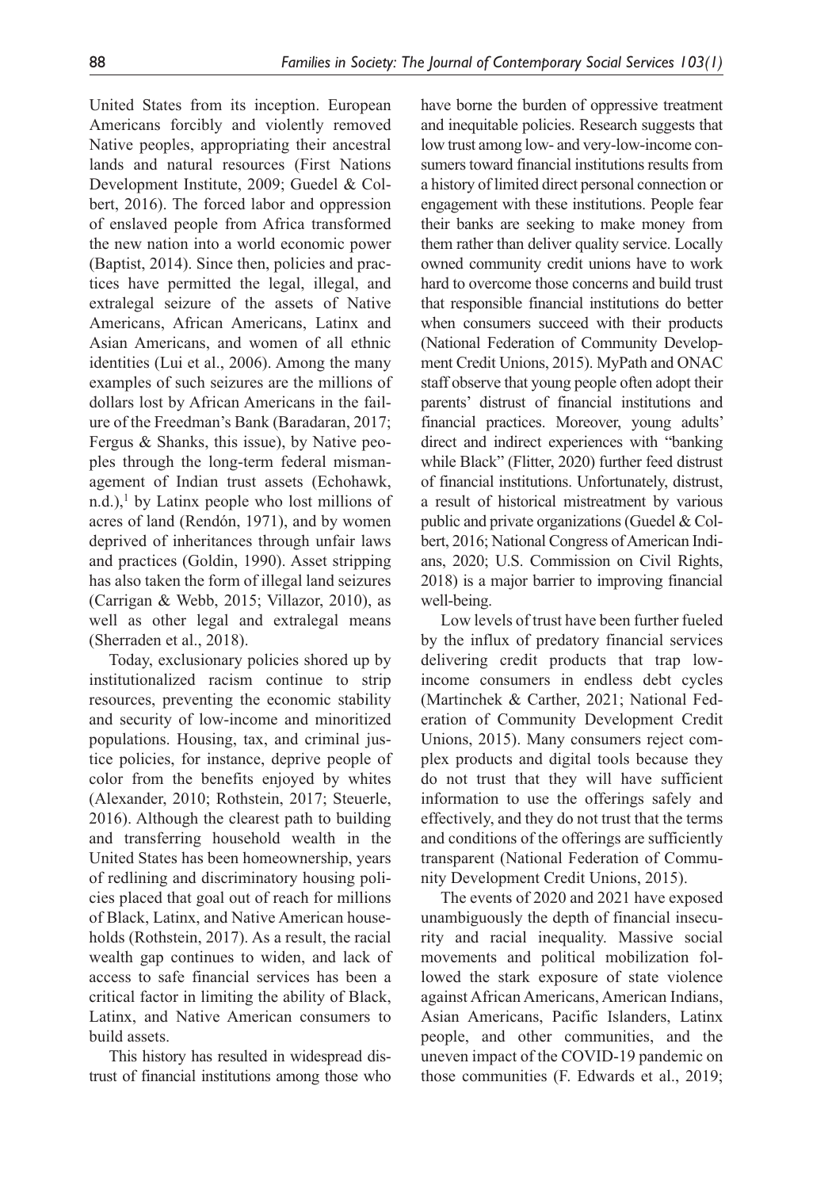United States from its inception. European Americans forcibly and violently removed Native peoples, appropriating their ancestral lands and natural resources (First Nations Development Institute, 2009; Guedel & Colbert, 2016). The forced labor and oppression of enslaved people from Africa transformed the new nation into a world economic power (Baptist, 2014). Since then, policies and practices have permitted the legal, illegal, and extralegal seizure of the assets of Native Americans, African Americans, Latinx and Asian Americans, and women of all ethnic identities (Lui et al., 2006). Among the many examples of such seizures are the millions of dollars lost by African Americans in the failure of the Freedman's Bank (Baradaran, 2017; Fergus & Shanks, this issue), by Native peoples through the long-term federal mismanagement of Indian trust assets (Echohawk, n.d.),[1] by Latinx people who lost millions of acres of land (Rendón, 1971), and by women deprived of inheritances through unfair laws and practices (Goldin, 1990). Asset stripping has also taken the form of illegal land seizures (Carrigan & Webb, 2015; Villazor, 2010), as well as other legal and extralegal means (Sherraden et al., 2018).

Today, exclusionary policies shored up by institutionalized racism continue to strip resources, preventing the economic stability and security of low-income and minoritized populations. Housing, tax, and criminal justice policies, for instance, deprive people of color from the benefits enjoyed by whites (Alexander, 2010; Rothstein, 2017; Steuerle, 2016). Although the clearest path to building and transferring household wealth in the United States has been homeownership, years of redlining and discriminatory housing policies placed that goal out of reach for millions of Black, Latinx, and Native American households (Rothstein, 2017). As a result, the racial wealth gap continues to widen, and lack of access to safe financial services has been a critical factor in limiting the ability of Black, Latinx, and Native American consumers to build assets.

This history has resulted in widespread distrust of financial institutions among those who have borne the burden of oppressive treatment and inequitable policies. Research suggests that low trust among low- and very-low-income consumers toward financial institutions results from a history of limited direct personal connection or engagement with these institutions. People fear their banks are seeking to make money from them rather than deliver quality service. Locally owned community credit unions have to work hard to overcome those concerns and build trust that responsible financial institutions do better when consumers succeed with their products (National Federation of Community Development Credit Unions, 2015). MyPath and ONAC staff observe that young people often adopt their parents' distrust of financial institutions and financial practices. Moreover, young adults' direct and indirect experiences with "banking while Black" (Flitter, 2020) further feed distrust of financial institutions. Unfortunately, distrust, a result of historical mistreatment by various public and private organizations (Guedel & Colbert, 2016; National Congress of American Indians, 2020; U.S. Commission on Civil Rights, 2018) is a major barrier to improving financial well-being.

Low levels of trust have been further fueled by the influx of predatory financial services delivering credit products that trap low-income consumers in endless debt cycles (Martinchek & Carther, 2021; National Federation of Community Development Credit Unions, 2015). Many consumers reject complex products and digital tools because they do not trust that they will have sufficient information to use the offerings safely and effectively, and they do not trust that the terms and conditions of the offerings are sufficiently transparent (National Federation of Community Development Credit Unions, 2015).

The events of 2020 and 2021 have exposed unambiguously the depth of financial insecurity and racial inequality. Massive social movements and political mobilization followed the stark exposure of state violence against African Americans, American Indians, Asian Americans, Pacific Islanders, Latinx people, and other communities, and the uneven impact of the COVID-19 pandemic on those communities (F. Edwards et al., 2019;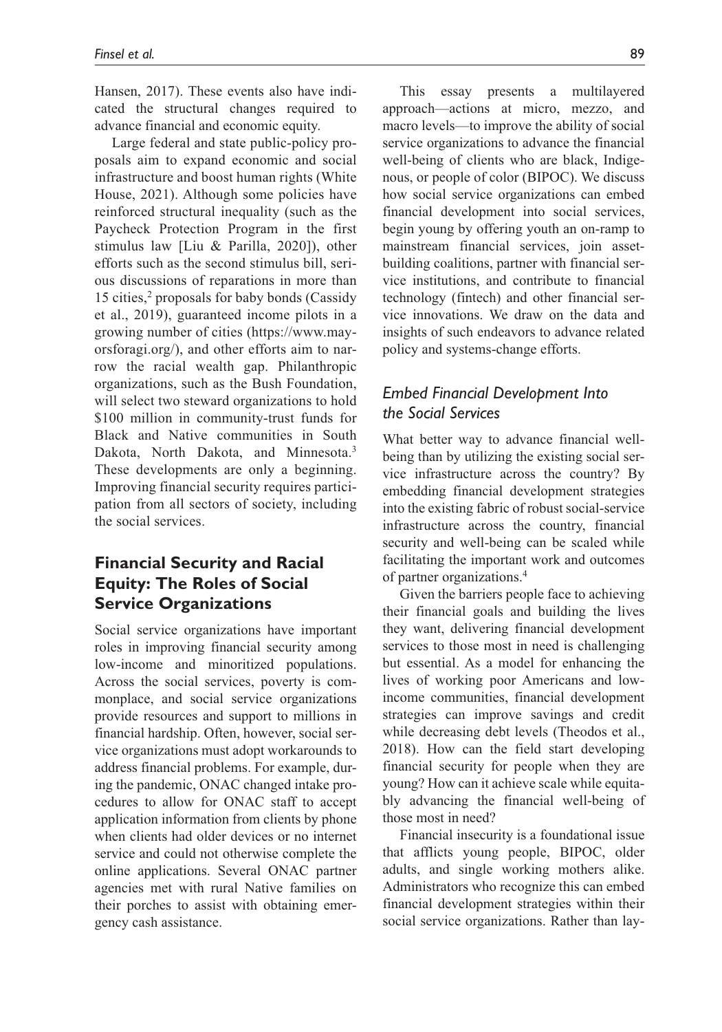Hansen, 2017). These events also have indicated the structural changes required to advance financial and economic equity.

Large federal and state public-policy proposals aim to expand economic and social infrastructure and boost human rights (White House, 2021). Although some policies have reinforced structural inequality (such as the Paycheck Protection Program in the first stimulus law [Liu & Parilla, 2020]), other efforts such as the second stimulus bill, serious discussions of reparations in more than 15 cities,[2] proposals for baby bonds (Cassidy et al., 2019), guaranteed income pilots in a growing number of cities (https://www.mayorsforagi.org/), and other efforts aim to narrow the racial wealth gap. Philanthropic organizations, such as the Bush Foundation, will select two steward organizations to hold $100 million in community-trust funds for Black and Native communities in South Dakota, North Dakota, and Minnesota.[3] These developments are only a beginning. Improving financial security requires participation from all sectors of society, including the social services.

## Financial Security and Racial Equity: The Roles of Social Service Organizations

Social service organizations have important roles in improving financial security among low-income and minoritized populations. Across the social services, poverty is commonplace, and social service organizations provide resources and support to millions in financial hardship. Often, however, social service organizations must adopt workarounds to address financial problems. For example, during the pandemic, ONAC changed intake procedures to allow for ONAC staff to accept application information from clients by phone when clients had older devices or no internet service and could not otherwise complete the online applications. Several ONAC partner agencies met with rural Native families on their porches to assist with obtaining emergency cash assistance.

This essay presents a multilayered approach—actions at micro, mezzo, and macro levels—to improve the ability of social service organizations to advance the financial well-being of clients who are black, Indigenous, or people of color (BIPOC). We discuss how social service organizations can embed financial development into social services, begin young by offering youth an on-ramp to mainstream financial services, join asset-building coalitions, partner with financial service institutions, and contribute to financial technology (fintech) and other financial service innovations. We draw on the data and insights of such endeavors to advance related policy and systems-change efforts.

### *Embed Financial Development Into the Social Services*

What better way to advance financial well-being than by utilizing the existing social service infrastructure across the country? By embedding financial development strategies into the existing fabric of robust social-service infrastructure across the country, financial security and well-being can be scaled while facilitating the important work and outcomes of partner organizations.[4]

Given the barriers people face to achieving their financial goals and building the lives they want, delivering financial development services to those most in need is challenging but essential. As a model for enhancing the lives of working poor Americans and low-income communities, financial development strategies can improve savings and credit while decreasing debt levels (Theodos et al., 2018). How can the field start developing financial security for people when they are young? How can it achieve scale while equitably advancing the financial well-being of those most in need?

Financial insecurity is a foundational issue that afflicts young people, BIPOC, older adults, and single working mothers alike. Administrators who recognize this can embed financial development strategies within their social service organizations. Rather than lay-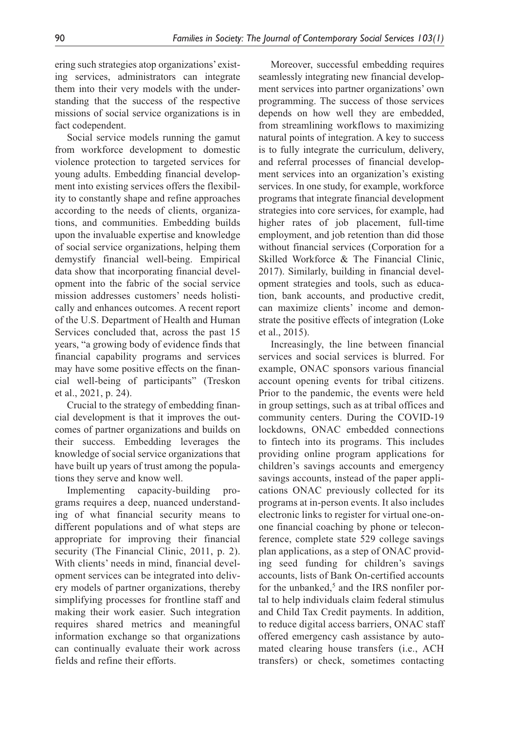ering such strategies atop organizations' existing services, administrators can integrate them into their very models with the understanding that the success of the respective missions of social service organizations is in fact codependent.

Social service models running the gamut from workforce development to domestic violence protection to targeted services for young adults. Embedding financial development into existing services offers the flexibility to constantly shape and refine approaches according to the needs of clients, organizations, and communities. Embedding builds upon the invaluable expertise and knowledge of social service organizations, helping them demystify financial well-being. Empirical data show that incorporating financial development into the fabric of the social service mission addresses customers' needs holistically and enhances outcomes. A recent report of the U.S. Department of Health and Human Services concluded that, across the past 15 years, "a growing body of evidence finds that financial capability programs and services may have some positive effects on the financial well-being of participants" (Treskon et al., 2021, p. 24).

Crucial to the strategy of embedding financial development is that it improves the outcomes of partner organizations and builds on their success. Embedding leverages the knowledge of social service organizations that have built up years of trust among the populations they serve and know well.

Implementing capacity-building programs requires a deep, nuanced understanding of what financial security means to different populations and of what steps are appropriate for improving their financial security (The Financial Clinic, 2011, p. 2). With clients' needs in mind, financial development services can be integrated into delivery models of partner organizations, thereby simplifying processes for frontline staff and making their work easier. Such integration requires shared metrics and meaningful information exchange so that organizations can continually evaluate their work across fields and refine their efforts.

Moreover, successful embedding requires seamlessly integrating new financial development services into partner organizations' own programming. The success of those services depends on how well they are embedded, from streamlining workflows to maximizing natural points of integration. A key to success is to fully integrate the curriculum, delivery, and referral processes of financial development services into an organization's existing services. In one study, for example, workforce programs that integrate financial development strategies into core services, for example, had higher rates of job placement, full-time employment, and job retention than did those without financial services (Corporation for a Skilled Workforce & The Financial Clinic, 2017). Similarly, building in financial development strategies and tools, such as education, bank accounts, and productive credit, can maximize clients' income and demonstrate the positive effects of integration (Loke et al., 2015).

Increasingly, the line between financial services and social services is blurred. For example, ONAC sponsors various financial account opening events for tribal citizens. Prior to the pandemic, the events were held in group settings, such as at tribal offices and community centers. During the COVID-19 lockdowns, ONAC embedded connections to fintech into its programs. This includes providing online program applications for children's savings accounts and emergency savings accounts, instead of the paper applications ONAC previously collected for its programs at in-person events. It also includes electronic links to register for virtual one-on-one financial coaching by phone or teleconference, complete state 529 college savings plan applications, as a step of ONAC providing seed funding for children's savings accounts, lists of Bank On-certified accounts for the unbanked,[5] and the IRS nonfiler portal to help individuals claim federal stimulus and Child Tax Credit payments. In addition, to reduce digital access barriers, ONAC staff offered emergency cash assistance by automated clearing house transfers (i.e., ACH transfers) or check, sometimes contacting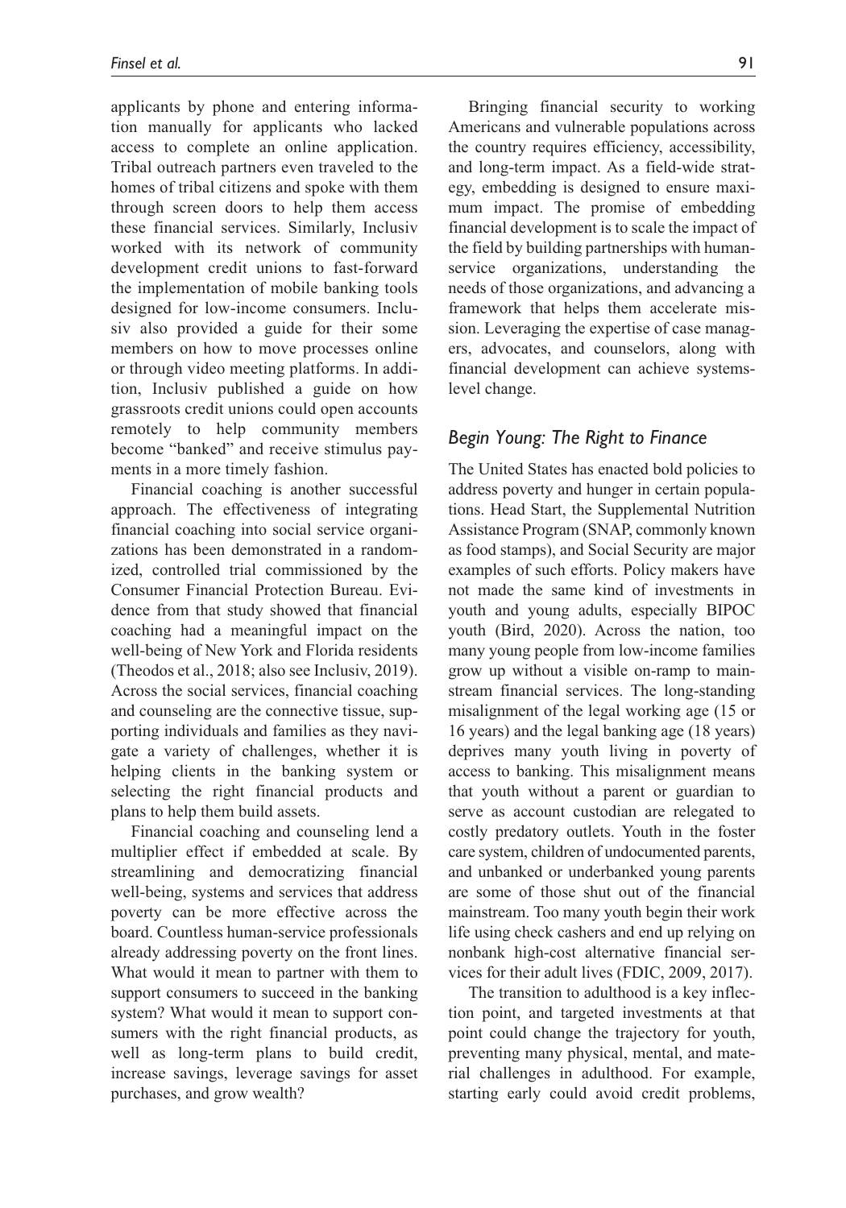applicants by phone and entering information manually for applicants who lacked access to complete an online application. Tribal outreach partners even traveled to the homes of tribal citizens and spoke with them through screen doors to help them access these financial services. Similarly, Inclusiv worked with its network of community development credit unions to fast-forward the implementation of mobile banking tools designed for low-income consumers. Inclusiv also provided a guide for their some members on how to move processes online or through video meeting platforms. In addition, Inclusiv published a guide on how grassroots credit unions could open accounts remotely to help community members become "banked" and receive stimulus payments in a more timely fashion.

Financial coaching is another successful approach. The effectiveness of integrating financial coaching into social service organizations has been demonstrated in a randomized, controlled trial commissioned by the Consumer Financial Protection Bureau. Evidence from that study showed that financial coaching had a meaningful impact on the well-being of New York and Florida residents (Theodos et al., 2018; also see Inclusiv, 2019). Across the social services, financial coaching and counseling are the connective tissue, supporting individuals and families as they navigate a variety of challenges, whether it is helping clients in the banking system or selecting the right financial products and plans to help them build assets.

Financial coaching and counseling lend a multiplier effect if embedded at scale. By streamlining and democratizing financial well-being, systems and services that address poverty can be more effective across the board. Countless human-service professionals already addressing poverty on the front lines. What would it mean to partner with them to support consumers to succeed in the banking system? What would it mean to support consumers with the right financial products, as well as long-term plans to build credit, increase savings, leverage savings for asset purchases, and grow wealth?

Bringing financial security to working Americans and vulnerable populations across the country requires efficiency, accessibility, and long-term impact. As a field-wide strategy, embedding is designed to ensure maximum impact. The promise of embedding financial development is to scale the impact of the field by building partnerships with human-service organizations, understanding the needs of those organizations, and advancing a framework that helps them accelerate mission. Leveraging the expertise of case managers, advocates, and counselors, along with financial development can achieve systems-level change.

## *Begin Young: The Right to Finance*

The United States has enacted bold policies to address poverty and hunger in certain populations. Head Start, the Supplemental Nutrition Assistance Program (SNAP, commonly known as food stamps), and Social Security are major examples of such efforts. Policy makers have not made the same kind of investments in youth and young adults, especially BIPOC youth (Bird, 2020). Across the nation, too many young people from low-income families grow up without a visible on-ramp to mainstream financial services. The long-standing misalignment of the legal working age (15 or 16 years) and the legal banking age (18 years) deprives many youth living in poverty of access to banking. This misalignment means that youth without a parent or guardian to serve as account custodian are relegated to costly predatory outlets. Youth in the foster care system, children of undocumented parents, and unbanked or underbanked young parents are some of those shut out of the financial mainstream. Too many youth begin their work life using check cashers and end up relying on nonbank high-cost alternative financial services for their adult lives (FDIC, 2009, 2017).

The transition to adulthood is a key inflection point, and targeted investments at that point could change the trajectory for youth, preventing many physical, mental, and material challenges in adulthood. For example, starting early could avoid credit problems,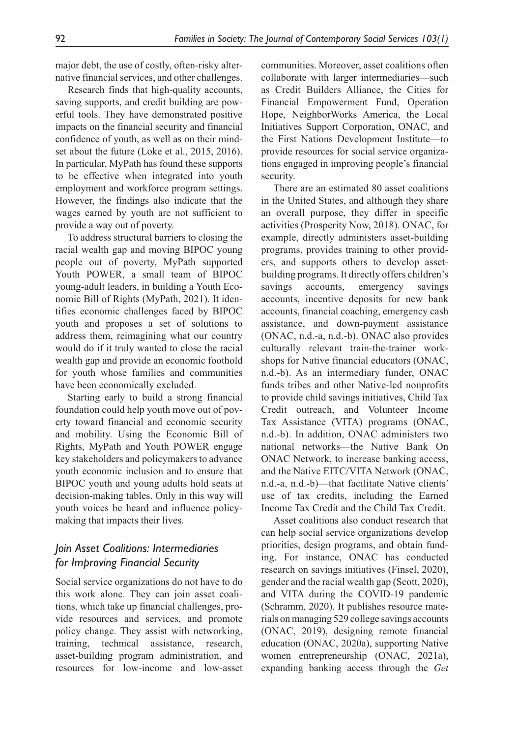major debt, the use of costly, often-risky alternative financial services, and other challenges.

Research finds that high-quality accounts, saving supports, and credit building are powerful tools. They have demonstrated positive impacts on the financial security and financial confidence of youth, as well as on their mindset about the future (Loke et al., 2015, 2016). In particular, MyPath has found these supports to be effective when integrated into youth employment and workforce program settings. However, the findings also indicate that the wages earned by youth are not sufficient to provide a way out of poverty.

To address structural barriers to closing the racial wealth gap and moving BIPOC young people out of poverty, MyPath supported Youth POWER, a small team of BIPOC young-adult leaders, in building a Youth Economic Bill of Rights (MyPath, 2021). It identifies economic challenges faced by BIPOC youth and proposes a set of solutions to address them, reimagining what our country would do if it truly wanted to close the racial wealth gap and provide an economic foothold for youth whose families and communities have been economically excluded.

Starting early to build a strong financial foundation could help youth move out of poverty toward financial and economic security and mobility. Using the Economic Bill of Rights, MyPath and Youth POWER engage key stakeholders and policymakers to advance youth economic inclusion and to ensure that BIPOC youth and young adults hold seats at decision-making tables. Only in this way will youth voices be heard and influence policymaking that impacts their lives.

## *Join Asset Coalitions: Intermediaries for Improving Financial Security*

Social service organizations do not have to do this work alone. They can join asset coalitions, which take up financial challenges, provide resources and services, and promote policy change. They assist with networking, training, technical assistance, research, asset-building program administration, and resources for low-income and low-asset communities. Moreover, asset coalitions often collaborate with larger intermediaries—such as Credit Builders Alliance, the Cities for Financial Empowerment Fund, Operation Hope, NeighborWorks America, the Local Initiatives Support Corporation, ONAC, and the First Nations Development Institute—to provide resources for social service organizations engaged in improving people's financial security.

There are an estimated 80 asset coalitions in the United States, and although they share an overall purpose, they differ in specific activities (Prosperity Now, 2018). ONAC, for example, directly administers asset-building programs, provides training to other providers, and supports others to develop asset-building programs. It directly offers children's savings accounts, emergency savings accounts, incentive deposits for new bank accounts, financial coaching, emergency cash assistance, and down-payment assistance (ONAC, n.d.-a, n.d.-b). ONAC also provides culturally relevant train-the-trainer workshops for Native financial educators (ONAC, n.d.-b). As an intermediary funder, ONAC funds tribes and other Native-led nonprofits to provide child savings initiatives, Child Tax Credit outreach, and Volunteer Income Tax Assistance (VITA) programs (ONAC, n.d.-b). In addition, ONAC administers two national networks—the Native Bank On ONAC Network, to increase banking access, and the Native EITC/VITA Network (ONAC, n.d.-a, n.d.-b)—that facilitate Native clients' use of tax credits, including the Earned Income Tax Credit and the Child Tax Credit.

Asset coalitions also conduct research that can help social service organizations develop priorities, design programs, and obtain funding. For instance, ONAC has conducted research on savings initiatives (Finsel, 2020), gender and the racial wealth gap (Scott, 2020), and VITA during the COVID-19 pandemic (Schramm, 2020). It publishes resource materials on managing 529 college savings accounts (ONAC, 2019), designing remote financial education (ONAC, 2020a), supporting Native women entrepreneurship (ONAC, 2021a), expanding banking access through the *Get*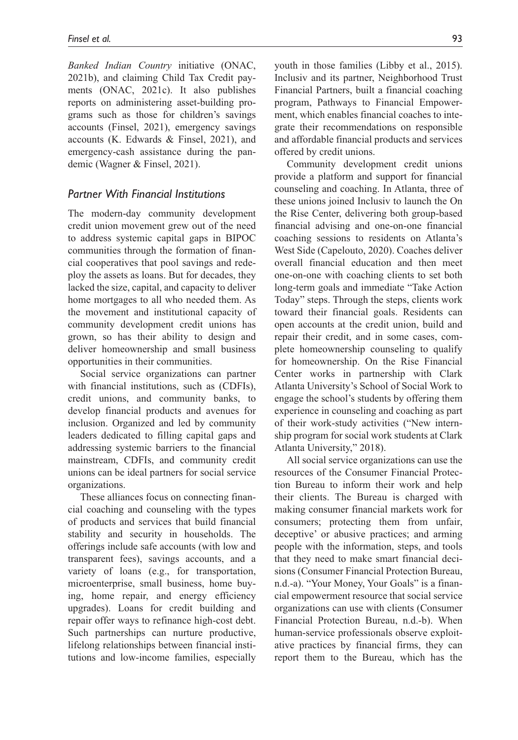*Banked Indian Country* initiative (ONAC, 2021b), and claiming Child Tax Credit payments (ONAC, 2021c). It also publishes reports on administering asset-building programs such as those for children's savings accounts (Finsel, 2021), emergency savings accounts (K. Edwards & Finsel, 2021), and emergency-cash assistance during the pandemic (Wagner & Finsel, 2021).

### *Partner With Financial Institutions*

The modern-day community development credit union movement grew out of the need to address systemic capital gaps in BIPOC communities through the formation of financial cooperatives that pool savings and redeploy the assets as loans. But for decades, they lacked the size, capital, and capacity to deliver home mortgages to all who needed them. As the movement and institutional capacity of community development credit unions has grown, so has their ability to design and deliver homeownership and small business opportunities in their communities.

Social service organizations can partner with financial institutions, such as (CDFIs), credit unions, and community banks, to develop financial products and avenues for inclusion. Organized and led by community leaders dedicated to filling capital gaps and addressing systemic barriers to the financial mainstream, CDFIs, and community credit unions can be ideal partners for social service organizations.

These alliances focus on connecting financial coaching and counseling with the types of products and services that build financial stability and security in households. The offerings include safe accounts (with low and transparent fees), savings accounts, and a variety of loans (e.g., for transportation, microenterprise, small business, home buying, home repair, and energy efficiency upgrades). Loans for credit building and repair offer ways to refinance high-cost debt. Such partnerships can nurture productive, lifelong relationships between financial institutions and low-income families, especially youth in those families (Libby et al., 2015). Inclusiv and its partner, Neighborhood Trust Financial Partners, built a financial coaching program, Pathways to Financial Empowerment, which enables financial coaches to integrate their recommendations on responsible and affordable financial products and services offered by credit unions.

Community development credit unions provide a platform and support for financial counseling and coaching. In Atlanta, three of these unions joined Inclusiv to launch the On the Rise Center, delivering both group-based financial advising and one-on-one financial coaching sessions to residents on Atlanta's West Side (Capelouto, 2020). Coaches deliver overall financial education and then meet one-on-one with coaching clients to set both long-term goals and immediate "Take Action Today" steps. Through the steps, clients work toward their financial goals. Residents can open accounts at the credit union, build and repair their credit, and in some cases, complete homeownership counseling to qualify for homeownership. On the Rise Financial Center works in partnership with Clark Atlanta University's School of Social Work to engage the school's students by offering them experience in counseling and coaching as part of their work-study activities ("New internship program for social work students at Clark Atlanta University," 2018).

All social service organizations can use the resources of the Consumer Financial Protection Bureau to inform their work and help their clients. The Bureau is charged with making consumer financial markets work for consumers; protecting them from unfair, deceptive' or abusive practices; and arming people with the information, steps, and tools that they need to make smart financial decisions (Consumer Financial Protection Bureau, n.d.-a). "Your Money, Your Goals" is a financial empowerment resource that social service organizations can use with clients (Consumer Financial Protection Bureau, n.d.-b). When human-service professionals observe exploitative practices by financial firms, they can report them to the Bureau, which has the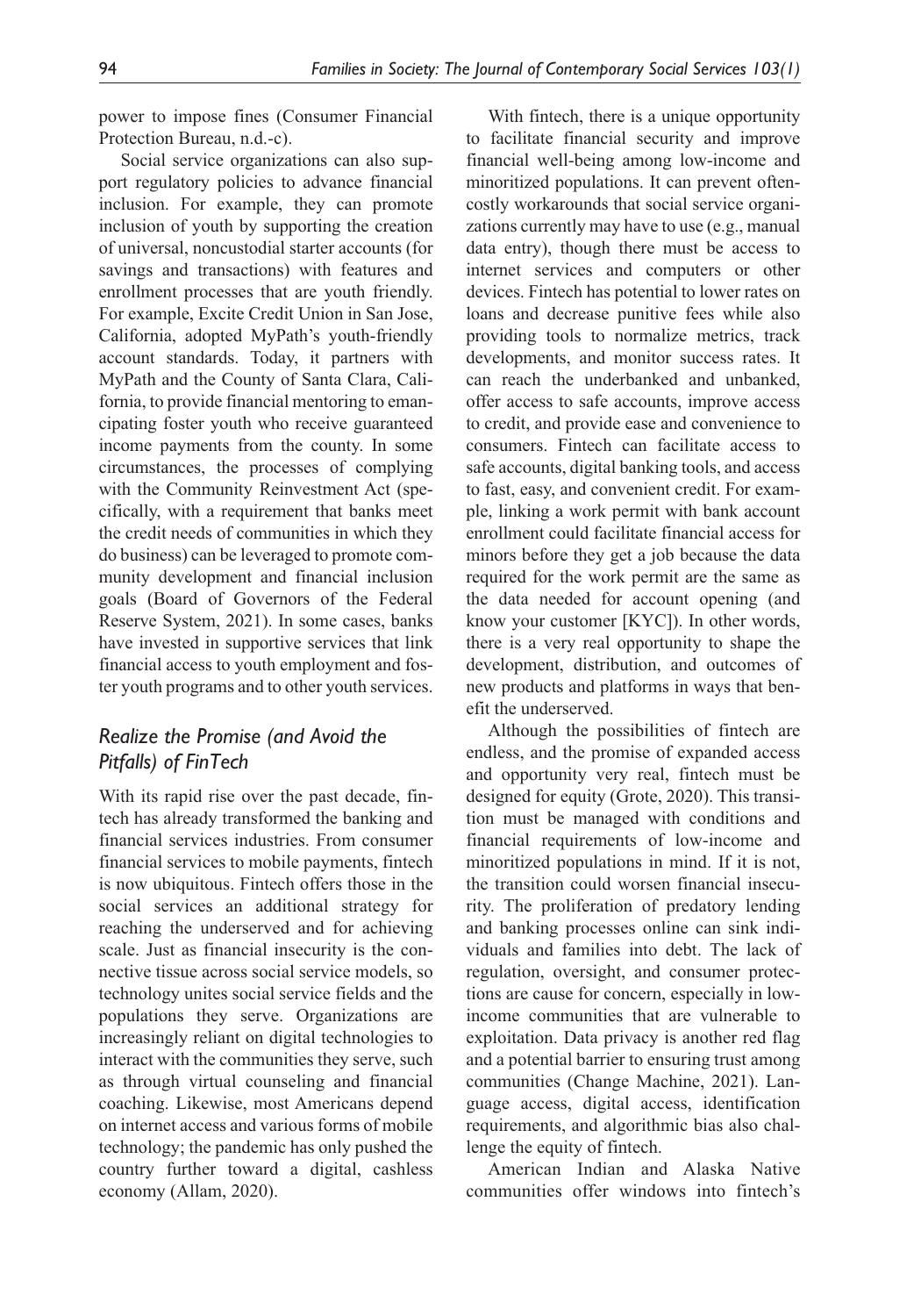power to impose fines (Consumer Financial Protection Bureau, n.d.-c).

Social service organizations can also support regulatory policies to advance financial inclusion. For example, they can promote inclusion of youth by supporting the creation of universal, noncustodial starter accounts (for savings and transactions) with features and enrollment processes that are youth friendly. For example, Excite Credit Union in San Jose, California, adopted MyPath's youth-friendly account standards. Today, it partners with MyPath and the County of Santa Clara, California, to provide financial mentoring to emancipating foster youth who receive guaranteed income payments from the county. In some circumstances, the processes of complying with the Community Reinvestment Act (specifically, with a requirement that banks meet the credit needs of communities in which they do business) can be leveraged to promote community development and financial inclusion goals (Board of Governors of the Federal Reserve System, 2021). In some cases, banks have invested in supportive services that link financial access to youth employment and foster youth programs and to other youth services.

### *Realize the Promise (and Avoid the Pitfalls) of FinTech*

With its rapid rise over the past decade, fintech has already transformed the banking and financial services industries. From consumer financial services to mobile payments, fintech is now ubiquitous. Fintech offers those in the social services an additional strategy for reaching the underserved and for achieving scale. Just as financial insecurity is the connective tissue across social service models, so technology unites social service fields and the populations they serve. Organizations are increasingly reliant on digital technologies to interact with the communities they serve, such as through virtual counseling and financial coaching. Likewise, most Americans depend on internet access and various forms of mobile technology; the pandemic has only pushed the country further toward a digital, cashless economy (Allam, 2020).

With fintech, there is a unique opportunity to facilitate financial security and improve financial well-being among low-income and minoritized populations. It can prevent often-costly workarounds that social service organizations currently may have to use (e.g., manual data entry), though there must be access to internet services and computers or other devices. Fintech has potential to lower rates on loans and decrease punitive fees while also providing tools to normalize metrics, track developments, and monitor success rates. It can reach the underbanked and unbanked, offer access to safe accounts, improve access to credit, and provide ease and convenience to consumers. Fintech can facilitate access to safe accounts, digital banking tools, and access to fast, easy, and convenient credit. For example, linking a work permit with bank account enrollment could facilitate financial access for minors before they get a job because the data required for the work permit are the same as the data needed for account opening (and know your customer [KYC]). In other words, there is a very real opportunity to shape the development, distribution, and outcomes of new products and platforms in ways that benefit the underserved.

Although the possibilities of fintech are endless, and the promise of expanded access and opportunity very real, fintech must be designed for equity (Grote, 2020). This transition must be managed with conditions and financial requirements of low-income and minoritized populations in mind. If it is not, the transition could worsen financial insecurity. The proliferation of predatory lending and banking processes online can sink individuals and families into debt. The lack of regulation, oversight, and consumer protections are cause for concern, especially in low-income communities that are vulnerable to exploitation. Data privacy is another red flag and a potential barrier to ensuring trust among communities (Change Machine, 2021). Language access, digital access, identification requirements, and algorithmic bias also challenge the equity of fintech.

American Indian and Alaska Native communities offer windows into fintech's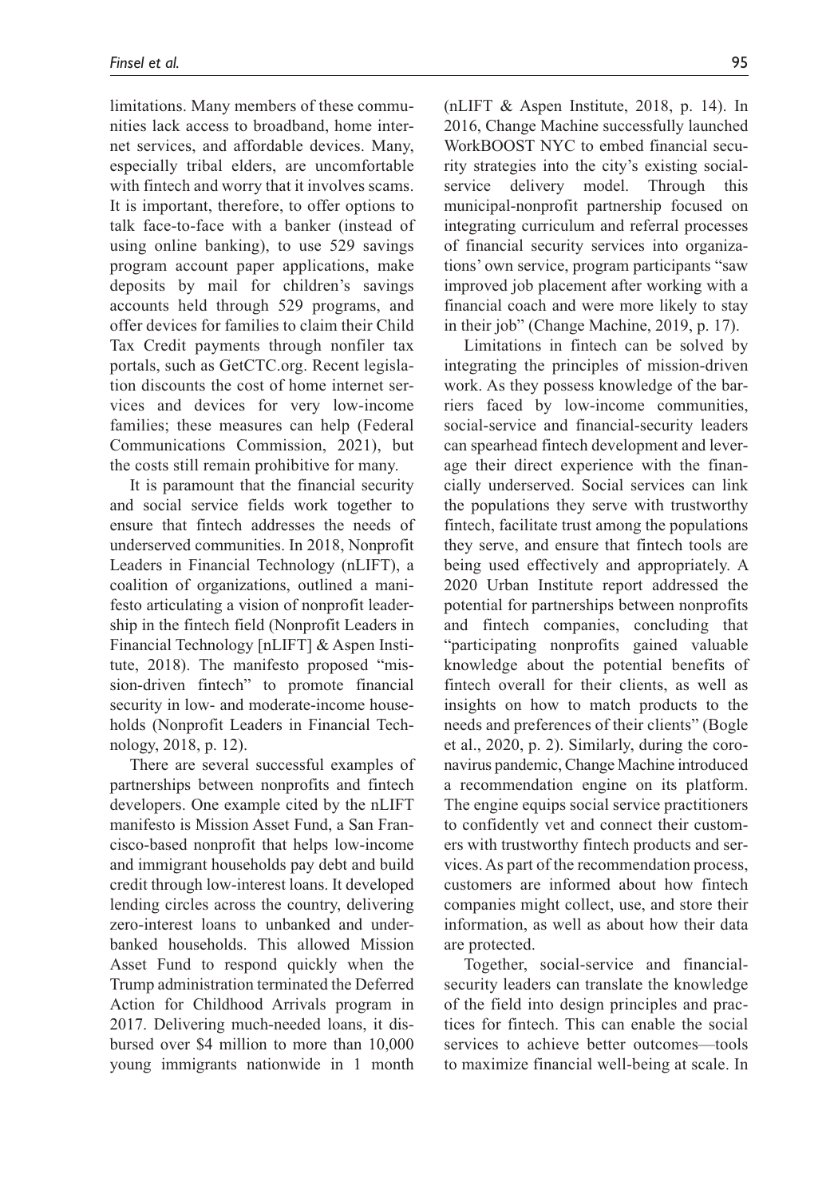limitations. Many members of these communities lack access to broadband, home internet services, and affordable devices. Many, especially tribal elders, are uncomfortable with fintech and worry that it involves scams. It is important, therefore, to offer options to talk face-to-face with a banker (instead of using online banking), to use 529 savings program account paper applications, make deposits by mail for children's savings accounts held through 529 programs, and offer devices for families to claim their Child Tax Credit payments through nonfiler tax portals, such as GetCTC.org. Recent legislation discounts the cost of home internet services and devices for very low-income families; these measures can help (Federal Communications Commission, 2021), but the costs still remain prohibitive for many.

It is paramount that the financial security and social service fields work together to ensure that fintech addresses the needs of underserved communities. In 2018, Nonprofit Leaders in Financial Technology (nLIFT), a coalition of organizations, outlined a manifesto articulating a vision of nonprofit leadership in the fintech field (Nonprofit Leaders in Financial Technology [nLIFT] & Aspen Institute, 2018). The manifesto proposed "mission-driven fintech" to promote financial security in low- and moderate-income households (Nonprofit Leaders in Financial Technology, 2018, p. 12).

There are several successful examples of partnerships between nonprofits and fintech developers. One example cited by the nLIFT manifesto is Mission Asset Fund, a San Francisco-based nonprofit that helps low-income and immigrant households pay debt and build credit through low-interest loans. It developed lending circles across the country, delivering zero-interest loans to unbanked and underbanked households. This allowed Mission Asset Fund to respond quickly when the Trump administration terminated the Deferred Action for Childhood Arrivals program in 2017. Delivering much-needed loans, it disbursed over $4 million to more than 10,000 young immigrants nationwide in 1 month (nLIFT & Aspen Institute, 2018, p. 14). In 2016, Change Machine successfully launched WorkBOOST NYC to embed financial security strategies into the city's existing social-service delivery model. Through this municipal-nonprofit partnership focused on integrating curriculum and referral processes of financial security services into organizations' own service, program participants "saw improved job placement after working with a financial coach and were more likely to stay in their job" (Change Machine, 2019, p. 17).

Limitations in fintech can be solved by integrating the principles of mission-driven work. As they possess knowledge of the barriers faced by low-income communities, social-service and financial-security leaders can spearhead fintech development and leverage their direct experience with the financially underserved. Social services can link the populations they serve with trustworthy fintech, facilitate trust among the populations they serve, and ensure that fintech tools are being used effectively and appropriately. A 2020 Urban Institute report addressed the potential for partnerships between nonprofits and fintech companies, concluding that "participating nonprofits gained valuable knowledge about the potential benefits of fintech overall for their clients, as well as insights on how to match products to the needs and preferences of their clients" (Bogle et al., 2020, p. 2). Similarly, during the coronavirus pandemic, Change Machine introduced a recommendation engine on its platform. The engine equips social service practitioners to confidently vet and connect their customers with trustworthy fintech products and services. As part of the recommendation process, customers are informed about how fintech companies might collect, use, and store their information, as well as about how their data are protected.

Together, social-service and financial-security leaders can translate the knowledge of the field into design principles and practices for fintech. This can enable the social services to achieve better outcomes—tools to maximize financial well-being at scale. In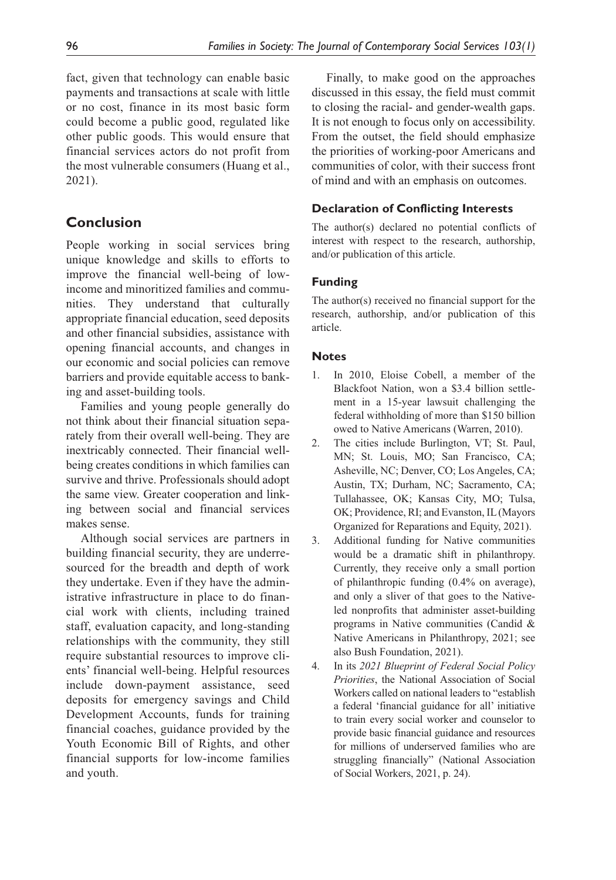fact, given that technology can enable basic payments and transactions at scale with little or no cost, finance in its most basic form could become a public good, regulated like other public goods. This would ensure that financial services actors do not profit from the most vulnerable consumers (Huang et al., 2021).

## Conclusion

People working in social services bring unique knowledge and skills to efforts to improve the financial well-being of low-income and minoritized families and communities. They understand that culturally appropriate financial education, seed deposits and other financial subsidies, assistance with opening financial accounts, and changes in our economic and social policies can remove barriers and provide equitable access to banking and asset-building tools.

Families and young people generally do not think about their financial situation separately from their overall well-being. They are inextricably connected. Their financial well-being creates conditions in which families can survive and thrive. Professionals should adopt the same view. Greater cooperation and linking between social and financial services makes sense.

Although social services are partners in building financial security, they are underresourced for the breadth and depth of work they undertake. Even if they have the administrative infrastructure in place to do financial work with clients, including trained staff, evaluation capacity, and long-standing relationships with the community, they still require substantial resources to improve clients' financial well-being. Helpful resources include down-payment assistance, seed deposits for emergency savings and Child Development Accounts, funds for training financial coaches, guidance provided by the Youth Economic Bill of Rights, and other financial supports for low-income families and youth.

Finally, to make good on the approaches discussed in this essay, the field must commit to closing the racial- and gender-wealth gaps. It is not enough to focus only on accessibility. From the outset, the field should emphasize the priorities of working-poor Americans and communities of color, with their success front of mind and with an emphasis on outcomes.

### Declaration of Conflicting Interests

The author(s) declared no potential conflicts of interest with respect to the research, authorship, and/or publication of this article.

### Funding

The author(s) received no financial support for the research, authorship, and/or publication of this article.

### Notes

1. In 2010, Eloise Cobell, a member of the Blackfoot Nation, won a $3.4 billion settlement in a 15-year lawsuit challenging the federal withholding of more than $150 billion owed to Native Americans (Warren, 2010).
2. The cities include Burlington, VT; St. Paul, MN; St. Louis, MO; San Francisco, CA; Asheville, NC; Denver, CO; Los Angeles, CA; Austin, TX; Durham, NC; Sacramento, CA; Tullahassee, OK; Kansas City, MO; Tulsa, OK; Providence, RI; and Evanston, IL (Mayors Organized for Reparations and Equity, 2021).
3. Additional funding for Native communities would be a dramatic shift in philanthropy. Currently, they receive only a small portion of philanthropic funding (0.4% on average), and only a sliver of that goes to the Native-led nonprofits that administer asset-building programs in Native communities (Candid & Native Americans in Philanthropy, 2021; see also Bush Foundation, 2021).
4. In its *2021 Blueprint of Federal Social Policy Priorities*, the National Association of Social Workers called on national leaders to "establish a federal 'financial guidance for all' initiative to train every social worker and counselor to provide basic financial guidance and resources for millions of underserved families who are struggling financially" (National Association of Social Workers, 2021, p. 24).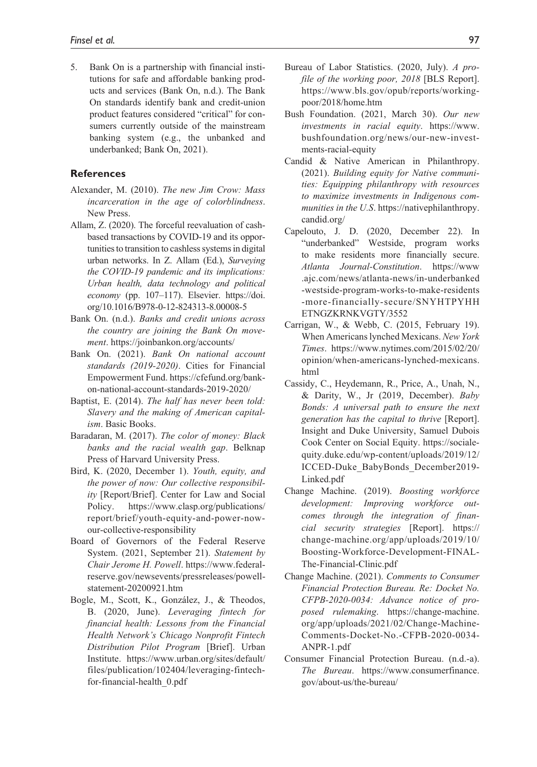5. Bank On is a partnership with financial institutions for safe and affordable banking products and services (Bank On, n.d.). The Bank On standards identify bank and credit-union product features considered "critical" for consumers currently outside of the mainstream banking system (e.g., the unbanked and underbanked; Bank On, 2021).

## References

Alexander, M. (2010). *The new Jim Crow: Mass incarceration in the age of colorblindness*. New Press.

Allam, Z. (2020). The forceful reevaluation of cash-based transactions by COVID-19 and its opportunities to transition to cashless systems in digital urban networks. In Z. Allam (Ed.), *Surveying the COVID-19 pandemic and its implications: Urban health, data technology and political economy* (pp. 107–117). Elsevier. https://doi.org/10.1016/B978-0-12-824313-8.00008-5

Bank On. (n.d.). *Banks and credit unions across the country are joining the Bank On movement*. https://joinbankon.org/accounts/

Bank On. (2021). *Bank On national account standards (2019-2020)*. Cities for Financial Empowerment Fund. https://cfefund.org/bank-on-national-account-standards-2019-2020/

Baptist, E. (2014). *The half has never been told: Slavery and the making of American capitalism*. Basic Books.

Baradaran, M. (2017). *The color of money: Black banks and the racial wealth gap*. Belknap Press of Harvard University Press.

Bird, K. (2020, December 1). *Youth, equity, and the power of now: Our collective responsibility* [Report/Brief]. Center for Law and Social Policy. https://www.clasp.org/publications/report/brief/youth-equity-and-power-now-our-collective-responsibility

Board of Governors of the Federal Reserve System. (2021, September 21). *Statement by Chair Jerome H. Powell*. https://www.federalreserve.gov/newsevents/pressreleases/powell-statement-20200921.htm

Bogle, M., Scott, K., González, J., & Theodos, B. (2020, June). *Leveraging fintech for financial health: Lessons from the Financial Health Network's Chicago Nonprofit Fintech Distribution Pilot Program* [Brief]. Urban Institute. https://www.urban.org/sites/default/files/publication/102404/leveraging-fintech-for-financial-health_0.pdf

Bureau of Labor Statistics. (2020, July). *A profile of the working poor, 2018* [BLS Report]. https://www.bls.gov/opub/reports/working-poor/2018/home.htm

Bush Foundation. (2021, March 30). *Our new investments in racial equity*. https://www.bushfoundation.org/news/our-new-investments-racial-equity

Candid & Native American in Philanthropy. (2021). *Building equity for Native communities: Equipping philanthropy with resources to maximize investments in Indigenous communities in the U.S*. https://nativephilanthropy.candid.org/

Capelouto, J. D. (2020, December 22). In "underbanked" Westside, program works to make residents more financially secure. *Atlanta Journal-Constitution*. https://www.ajc.com/news/atlanta-news/in-underbanked-westside-program-works-to-make-residents-more-financially-secure/SNYHTPYHHETNGZKRNKVGTY/3552

Carrigan, W., & Webb, C. (2015, February 19). When Americans lynched Mexicans. *New York Times*. https://www.nytimes.com/2015/02/20/opinion/when-americans-lynched-mexicans.html

Cassidy, C., Heydemann, R., Price, A., Unah, N., & Darity, W., Jr (2019, December). *Baby Bonds: A universal path to ensure the next generation has the capital to thrive* [Report]. Insight and Duke University, Samuel Dubois Cook Center on Social Equity. https://socialequity.duke.edu/wp-content/uploads/2019/12/ICCED-Duke_BabyBonds_December2019-Linked.pdf

Change Machine. (2019). *Boosting workforce development: Improving workforce outcomes through the integration of financial security strategies* [Report]. https://change-machine.org/app/uploads/2019/10/Boosting-Workforce-Development-FINAL-The-Financial-Clinic.pdf

Change Machine. (2021). *Comments to Consumer Financial Protection Bureau. Re: Docket No. CFPB-2020-0034: Advance notice of proposed rulemaking*. https://change-machine.org/app/uploads/2021/02/Change-Machine-Comments-Docket-No.-CFPB-2020-0034-ANPR-1.pdf

Consumer Financial Protection Bureau. (n.d.-a). *The Bureau*. https://www.consumerfinance.gov/about-us/the-bureau/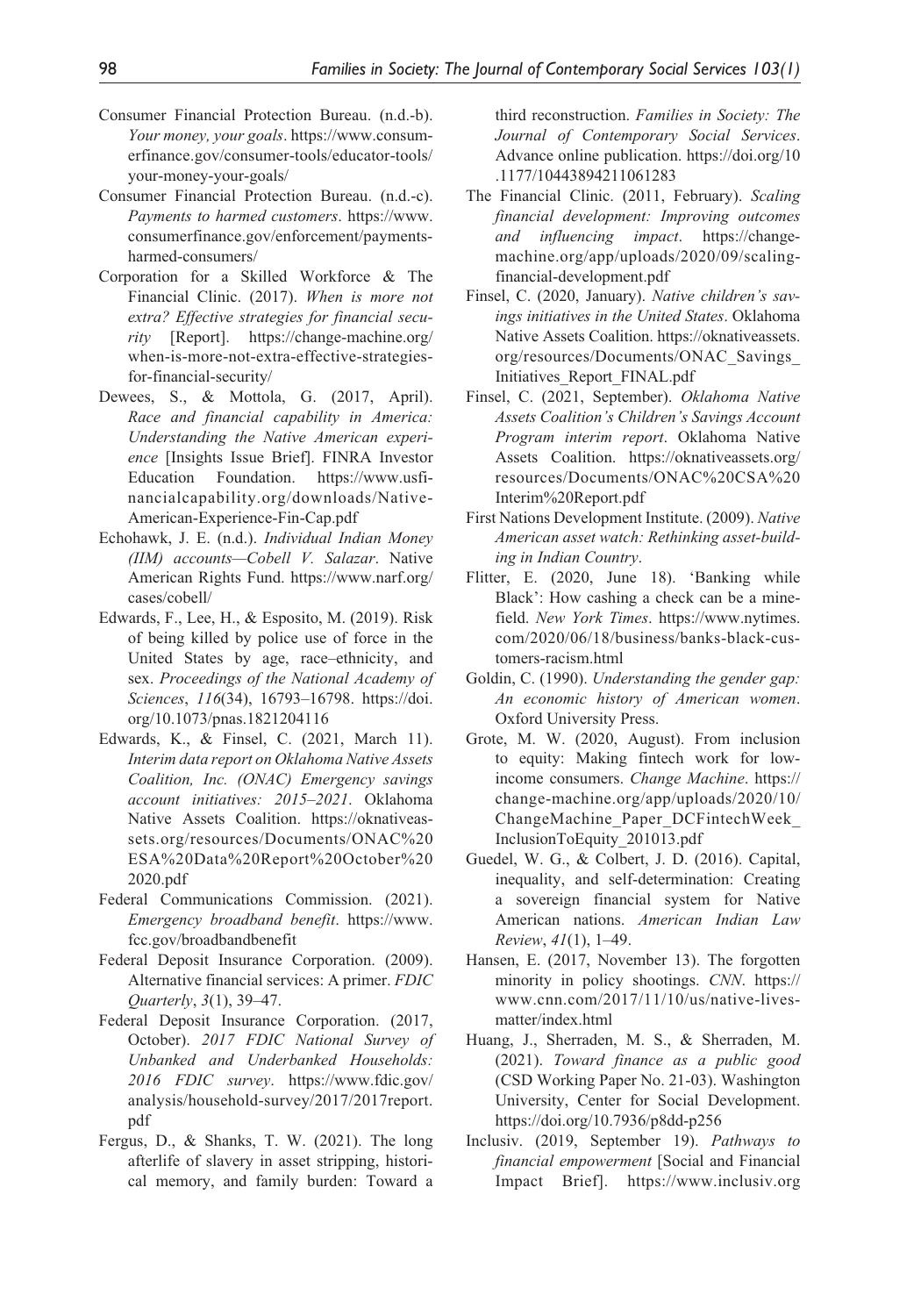Consumer Financial Protection Bureau. (n.d.-b). *Your money, your goals*. https://www.consumerfinance.gov/consumer-tools/educator-tools/your-money-your-goals/

Consumer Financial Protection Bureau. (n.d.-c). *Payments to harmed customers*. https://www.consumerfinance.gov/enforcement/payments-harmed-consumers/

Corporation for a Skilled Workforce & The Financial Clinic. (2017). *When is more not extra? Effective strategies for financial security* [Report]. https://change-machine.org/when-is-more-not-extra-effective-strategies-for-financial-security/

Dewees, S., & Mottola, G. (2017, April). *Race and financial capability in America: Understanding the Native American experience* [Insights Issue Brief]. FINRA Investor Education Foundation. https://www.usfinancialcapability.org/downloads/Native-American-Experience-Fin-Cap.pdf

Echohawk, J. E. (n.d.). *Individual Indian Money (IIM) accounts—Cobell V. Salazar*. Native American Rights Fund. https://www.narf.org/cases/cobell/

Edwards, F., Lee, H., & Esposito, M. (2019). Risk of being killed by police use of force in the United States by age, race–ethnicity, and sex. *Proceedings of the National Academy of Sciences*, *116*(34), 16793–16798. https://doi.org/10.1073/pnas.1821204116

Edwards, K., & Finsel, C. (2021, March 11). *Interim data report on Oklahoma Native Assets Coalition, Inc. (ONAC) Emergency savings account initiatives: 2015–2021*. Oklahoma Native Assets Coalition. https://oknativeassets.org/resources/Documents/ONAC%20ESA%20Data%20Report%20October%202020.pdf

Federal Communications Commission. (2021). *Emergency broadband benefit*. https://www.fcc.gov/broadbandbenefit

Federal Deposit Insurance Corporation. (2009). Alternative financial services: A primer. *FDIC Quarterly*, *3*(1), 39–47.

Federal Deposit Insurance Corporation. (2017, October). *2017 FDIC National Survey of Unbanked and Underbanked Households: 2016 FDIC survey*. https://www.fdic.gov/analysis/household-survey/2017/2017report.pdf

Fergus, D., & Shanks, T. W. (2021). The long afterlife of slavery in asset stripping, historical memory, and family burden: Toward a third reconstruction. *Families in Society: The Journal of Contemporary Social Services*. Advance online publication. https://doi.org/10.1177/10443894211061283

The Financial Clinic. (2011, February). *Scaling financial development: Improving outcomes and influencing impact*. https://change-machine.org/app/uploads/2020/09/scaling-financial-development.pdf

Finsel, C. (2020, January). *Native children's savings initiatives in the United States*. Oklahoma Native Assets Coalition. https://oknativeassets.org/resources/Documents/ONAC_Savings_Initiatives_Report_FINAL.pdf

Finsel, C. (2021, September). *Oklahoma Native Assets Coalition's Children's Savings Account Program interim report*. Oklahoma Native Assets Coalition. https://oknativeassets.org/resources/Documents/ONAC%20CSA%20Interim%20Report.pdf

First Nations Development Institute. (2009). *Native American asset watch: Rethinking asset-building in Indian Country*.

Flitter, E. (2020, June 18). 'Banking while Black': How cashing a check can be a minefield. *New York Times*. https://www.nytimes.com/2020/06/18/business/banks-black-customers-racism.html

Goldin, C. (1990). *Understanding the gender gap: An economic history of American women*. Oxford University Press.

Grote, M. W. (2020, August). From inclusion to equity: Making fintech work for low-income consumers. *Change Machine*. https://change-machine.org/app/uploads/2020/10/ChangeMachine_Paper_DCFintechWeek_InclusionToEquity_201013.pdf

Guedel, W. G., & Colbert, J. D. (2016). Capital, inequality, and self-determination: Creating a sovereign financial system for Native American nations. *American Indian Law Review*, *41*(1), 1–49.

Hansen, E. (2017, November 13). The forgotten minority in policy shootings. *CNN*. https://www.cnn.com/2017/11/10/us/native-lives-matter/index.html

Huang, J., Sherraden, M. S., & Sherraden, M. (2021). *Toward finance as a public good* (CSD Working Paper No. 21-03). Washington University, Center for Social Development. https://doi.org/10.7936/p8dd-p256

Inclusiv. (2019, September 19). *Pathways to financial empowerment* [Social and Financial Impact Brief]. https://www.inclusiv.org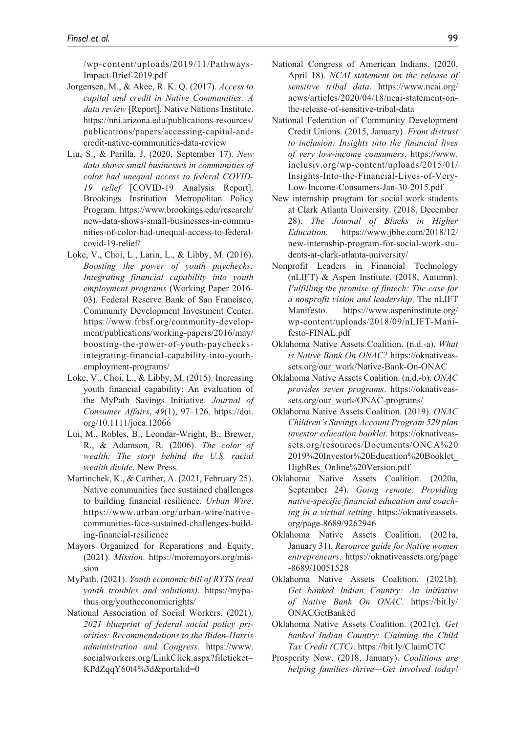/wp-content/uploads/2019/11/Pathways-Impact-Brief-2019.pdf

Jorgensen, M., & Akee, R. K. Q. (2017). *Access to capital and credit in Native Communities: A data review* [Report]. Native Nations Institute. https://nni.arizona.edu/publications-resources/publications/papers/accessing-capital-and-credit-native-communities-data-review

Liu, S., & Parilla, J. (2020, September 17). *New data shows small businesses in communities of color had unequal access to federal COVID-19 relief* [COVID-19 Analysis Report]. Brookings Institution Metropolitan Policy Program. https://www.brookings.edu/research/new-data-shows-small-businesses-in-communities-of-color-had-unequal-access-to-federal-covid-19-relief/

Loke, V., Choi, L., Larin, L., & Libby, M. (2016). *Boosting the power of youth paychecks: Integrating financial capability into youth employment programs* (Working Paper 2016-03). Federal Reserve Bank of San Francisco, Community Development Investment Center. https://www.frbsf.org/community-development/publications/working-papers/2016/may/boosting-the-power-of-youth-paychecks-integrating-financial-capability-into-youth-employment-programs/

Loke, V., Choi, L., & Libby, M. (2015). Increasing youth financial capability: An evaluation of the MyPath Savings Initiative. *Journal of Consumer Affairs*, *49*(1), 97–126. https://doi.org/10.1111/joca.12066

Lui, M., Robles, B., Leondar-Wright, B., Brewer, R., & Adamson, R. (2006). *The color of wealth: The story behind the U.S. racial wealth divide*. New Press.

Martinchek, K., & Carther, A. (2021, February 25). Native communities face sustained challenges to building financial resilience. *Urban Wire*. https://www.urban.org/urban-wire/native-communities-face-sustained-challenges-building-financial-resilience

Mayors Organized for Reparations and Equity. (2021). *Mission*. https://moremayors.org/mission

MyPath. (2021). *Youth economic bill of RYTS (real youth troubles and solutions)*. https://mypathus.org/youtheconomicrights/

National Association of Social Workers. (2021). *2021 blueprint of federal social policy priorities: Recommendations to the Biden-Harris administration and Congress*. https://www.socialworkers.org/LinkClick.aspx?fileticket=KPdZqqY60t4%3d&portalid=0

National Congress of American Indians. (2020, April 18). *NCAI statement on the release of sensitive tribal data*. https://www.ncai.org/news/articles/2020/04/18/ncai-statement-on-the-release-of-sensitive-tribal-data

National Federation of Community Development Credit Unions. (2015, January). *From distrust to inclusion: Insights into the financial lives of very low-income consumers*. https://www.inclusiv.org/wp-content/uploads/2015/01/Insights-Into-the-Financial-Lives-of-Very-Low-Income-Consumers-Jan-30-2015.pdf

New internship program for social work students at Clark Atlanta University. (2018, December 28). *The Journal of Blacks in Higher Education*. https://www.jbhe.com/2018/12/new-internship-program-for-social-work-students-at-clark-atlanta-university/

Nonprofit Leaders in Financial Technology (nLIFT) & Aspen Institute. (2018, Autumn). *Fulfilling the promise of fintech: The case for a nonprofit vision and leadership*. The nLIFT Manifesto. https://www.aspeninstitute.org/wp-content/uploads/2018/09/nLIFT-Manifesto-FINAL.pdf

Oklahoma Native Assets Coalition. (n.d.-a). *What is Native Bank On ONAC?* https://oknativeassets.org/our_work/Native-Bank-On-ONAC

Oklahoma Native Assets Coalition. (n.d.-b). *ONAC provides seven programs*. https://oknativeassets.org/our_work/ONAC-programs/

Oklahoma Native Assets Coalition. (2019). *ONAC Children's Savings Account Program 529 plan investor education booklet*. https://oknativeassets.org/resources/Documents/ONCA%202019%20Investor%20Education%20Booklet_HighRes_Online%20Version.pdf

Oklahoma Native Assets Coalition. (2020a, September 24). *Going remote: Providing native-specific financial education and coaching in a virtual setting*. https://oknativeassets.org/page-8689/9262946

Oklahoma Native Assets Coalition. (2021a, January 31). *Resource guide for Native women entrepreneurs*. https://oknativeassets.org/page-8689/10051528

Oklahoma Native Assets Coalition. (2021b). *Get banked Indian Country: An initiative of Native Bank On ONAC*. https://bit.ly/ONACGetBanked

Oklahoma Native Assets Coalition. (2021c). *Get banked Indian Country: Claiming the Child Tax Credit (CTC)*. https://bit.ly/ClaimCTC

Prosperity Now. (2018, January). *Coalitions are helping families thrive—Get involved today!*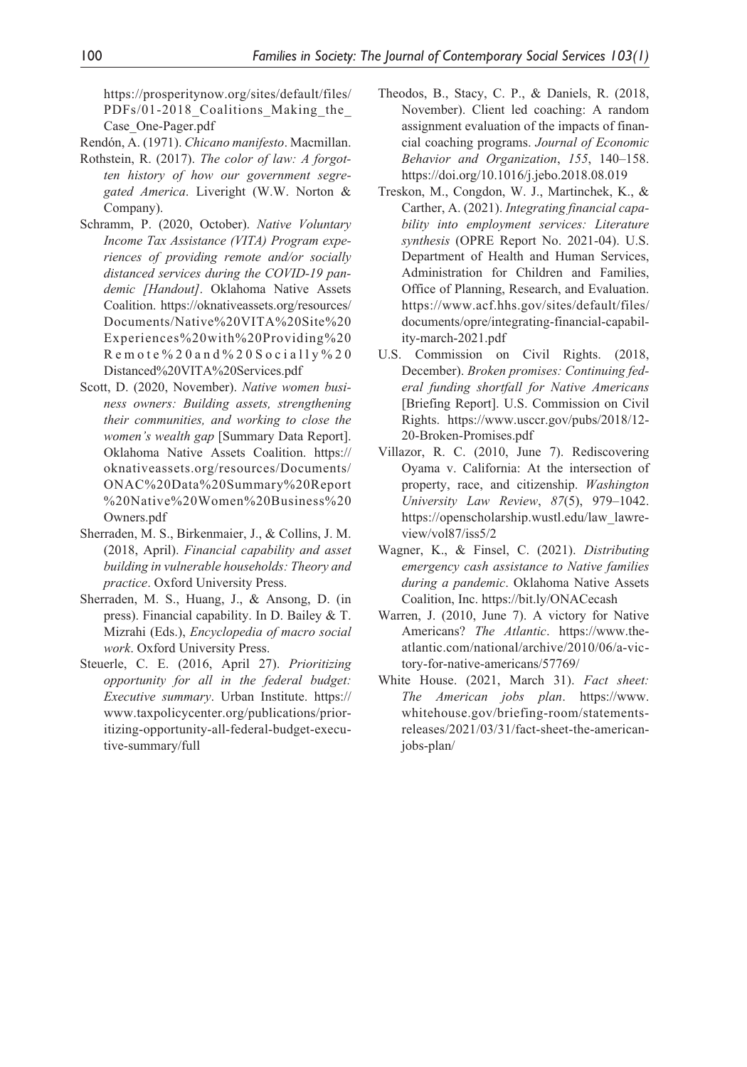https://prosperitynow.org/sites/default/files/PDFs/01-2018_Coalitions_Making_the_Case_One-Pager.pdf

Rendón, A. (1971). *Chicano manifesto*. Macmillan.

Rothstein, R. (2017). *The color of law: A forgotten history of how our government segregated America*. Liveright (W.W. Norton & Company).

Schramm, P. (2020, October). *Native Voluntary Income Tax Assistance (VITA) Program experiences of providing remote and/or socially distanced services during the COVID-19 pandemic [Handout]*. Oklahoma Native Assets Coalition. https://oknativeassets.org/resources/Documents/Native%20VITA%20Site%20Experiences%20with%20Providing%20Remote%20and%20Socially%20Distanced%20VITA%20Services.pdf

Scott, D. (2020, November). *Native women business owners: Building assets, strengthening their communities, and working to close the women's wealth gap* [Summary Data Report]. Oklahoma Native Assets Coalition. https://oknativeassets.org/resources/Documents/ONAC%20Data%20Summary%20Report%20Native%20Women%20Business%20Owners.pdf

Sherraden, M. S., Birkenmaier, J., & Collins, J. M. (2018, April). *Financial capability and asset building in vulnerable households: Theory and practice*. Oxford University Press.

Sherraden, M. S., Huang, J., & Ansong, D. (in press). Financial capability. In D. Bailey & T. Mizrahi (Eds.), *Encyclopedia of macro social work*. Oxford University Press.

Steuerle, C. E. (2016, April 27). *Prioritizing opportunity for all in the federal budget: Executive summary*. Urban Institute. https://www.taxpolicycenter.org/publications/prioritizing-opportunity-all-federal-budget-executive-summary/full

Theodos, B., Stacy, C. P., & Daniels, R. (2018, November). Client led coaching: A random assignment evaluation of the impacts of financial coaching programs. *Journal of Economic Behavior and Organization*, *155*, 140–158. https://doi.org/10.1016/j.jebo.2018.08.019

Treskon, M., Congdon, W. J., Martinchek, K., & Carther, A. (2021). *Integrating financial capability into employment services: Literature synthesis* (OPRE Report No. 2021-04). U.S. Department of Health and Human Services, Administration for Children and Families, Office of Planning, Research, and Evaluation. https://www.acf.hhs.gov/sites/default/files/documents/opre/integrating-financial-capability-march-2021.pdf

U.S. Commission on Civil Rights. (2018, December). *Broken promises: Continuing federal funding shortfall for Native Americans* [Briefing Report]. U.S. Commission on Civil Rights. https://www.usccr.gov/pubs/2018/12-20-Broken-Promises.pdf

Villazor, R. C. (2010, June 7). Rediscovering Oyama v. California: At the intersection of property, race, and citizenship. *Washington University Law Review*, *87*(5), 979–1042. https://openscholarship.wustl.edu/law_lawreview/vol87/iss5/2

Wagner, K., & Finsel, C. (2021). *Distributing emergency cash assistance to Native families during a pandemic*. Oklahoma Native Assets Coalition, Inc. https://bit.ly/ONACecash

Warren, J. (2010, June 7). A victory for Native Americans? *The Atlantic*. https://www.theatlantic.com/national/archive/2010/06/a-victory-for-native-americans/57769/

White House. (2021, March 31). *Fact sheet: The American jobs plan*. https://www.whitehouse.gov/briefing-room/statements-releases/2021/03/31/fact-sheet-the-american-jobs-plan/